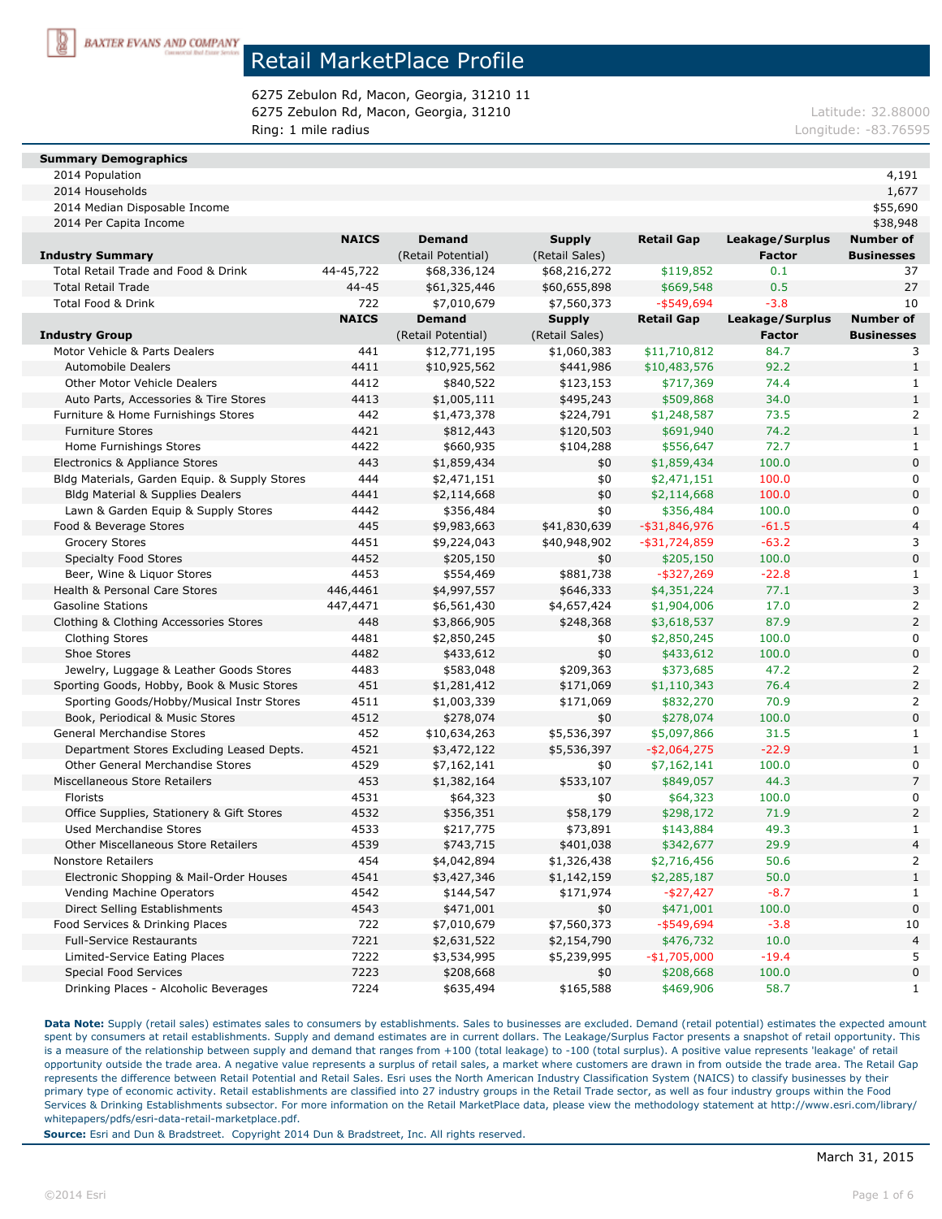BAXTER EVANS AND COMPANY

# Retail MarketPlace Profile

6275 Zebulon Rd, Macon, Georgia, 31210 11
6275 Zebulon Rd, Macon, Georgia, 31210
Ring: 1 mile radius

Latitude: 32.88000
Longitude: -83.76595

| Summary Demographics | |
|---|---|
| 2014 Population | 4,191 |
| 2014 Households | 1,677 |
| 2014 Median Disposable Income | $55,690 |
| 2014 Per Capita Income | $38,948 |

| Industry Summary | NAICS | Demand (Retail Potential) | Supply (Retail Sales) | Retail Gap | Leakage/Surplus Factor | Number of Businesses |
|---|---|---|---|---|---|---|
| Total Retail Trade and Food & Drink | 44-45,722 | $68,336,124 | $68,216,272 | $119,852 | 0.1 | 37 |
| Total Retail Trade | 44-45 | $61,325,446 | $60,655,898 | $669,548 | 0.5 | 27 |
| Total Food & Drink | 722 | $7,010,679 | $7,560,373 | -$549,694 | -3.8 | 10 |

| Industry Group | NAICS | Demand (Retail Potential) | Supply (Retail Sales) | Retail Gap | Leakage/Surplus Factor | Number of Businesses |
|---|---|---|---|---|---|---|
| Motor Vehicle & Parts Dealers | 441 | $12,771,195 | $1,060,383 | $11,710,812 | 84.7 | 3 |
| Automobile Dealers | 4411 | $10,925,562 | $441,986 | $10,483,576 | 92.2 | 1 |
| Other Motor Vehicle Dealers | 4412 | $840,522 | $123,153 | $717,369 | 74.4 | 1 |
| Auto Parts, Accessories & Tire Stores | 4413 | $1,005,111 | $495,243 | $509,868 | 34.0 | 1 |
| Furniture & Home Furnishings Stores | 442 | $1,473,378 | $224,791 | $1,248,587 | 73.5 | 2 |
| Furniture Stores | 4421 | $812,443 | $120,503 | $691,940 | 74.2 | 1 |
| Home Furnishings Stores | 4422 | $660,935 | $104,288 | $556,647 | 72.7 | 1 |
| Electronics & Appliance Stores | 443 | $1,859,434 | $0 | $1,859,434 | 100.0 | 0 |
| Bldg Materials, Garden Equip. & Supply Stores | 444 | $2,471,151 | $0 | $2,471,151 | 100.0 | 0 |
| Bldg Material & Supplies Dealers | 4441 | $2,114,668 | $0 | $2,114,668 | 100.0 | 0 |
| Lawn & Garden Equip & Supply Stores | 4442 | $356,484 | $0 | $356,484 | 100.0 | 0 |
| Food & Beverage Stores | 445 | $9,983,663 | $41,830,639 | -$31,846,976 | -61.5 | 4 |
| Grocery Stores | 4451 | $9,224,043 | $40,948,902 | -$31,724,859 | -63.2 | 3 |
| Specialty Food Stores | 4452 | $205,150 | $0 | $205,150 | 100.0 | 0 |
| Beer, Wine & Liquor Stores | 4453 | $554,469 | $881,738 | -$327,269 | -22.8 | 1 |
| Health & Personal Care Stores | 446,4461 | $4,997,557 | $646,333 | $4,351,224 | 77.1 | 3 |
| Gasoline Stations | 447,4471 | $6,561,430 | $4,657,424 | $1,904,006 | 17.0 | 2 |
| Clothing & Clothing Accessories Stores | 448 | $3,866,905 | $248,368 | $3,618,537 | 87.9 | 2 |
| Clothing Stores | 4481 | $2,850,245 | $0 | $2,850,245 | 100.0 | 0 |
| Shoe Stores | 4482 | $433,612 | $0 | $433,612 | 100.0 | 0 |
| Jewelry, Luggage & Leather Goods Stores | 4483 | $583,048 | $209,363 | $373,685 | 47.2 | 2 |
| Sporting Goods, Hobby, Book & Music Stores | 451 | $1,281,412 | $171,069 | $1,110,343 | 76.4 | 2 |
| Sporting Goods/Hobby/Musical Instr Stores | 4511 | $1,003,339 | $171,069 | $832,270 | 70.9 | 2 |
| Book, Periodical & Music Stores | 4512 | $278,074 | $0 | $278,074 | 100.0 | 0 |
| General Merchandise Stores | 452 | $10,634,263 | $5,536,397 | $5,097,866 | 31.5 | 1 |
| Department Stores Excluding Leased Depts. | 4521 | $3,472,122 | $5,536,397 | -$2,064,275 | -22.9 | 1 |
| Other General Merchandise Stores | 4529 | $7,162,141 | $0 | $7,162,141 | 100.0 | 0 |
| Miscellaneous Store Retailers | 453 | $1,382,164 | $533,107 | $849,057 | 44.3 | 7 |
| Florists | 4531 | $64,323 | $0 | $64,323 | 100.0 | 0 |
| Office Supplies, Stationery & Gift Stores | 4532 | $356,351 | $58,179 | $298,172 | 71.9 | 2 |
| Used Merchandise Stores | 4533 | $217,775 | $73,891 | $143,884 | 49.3 | 1 |
| Other Miscellaneous Store Retailers | 4539 | $743,715 | $401,038 | $342,677 | 29.9 | 4 |
| Nonstore Retailers | 454 | $4,042,894 | $1,326,438 | $2,716,456 | 50.6 | 2 |
| Electronic Shopping & Mail-Order Houses | 4541 | $3,427,346 | $1,142,159 | $2,285,187 | 50.0 | 1 |
| Vending Machine Operators | 4542 | $144,547 | $171,974 | -$27,427 | -8.7 | 1 |
| Direct Selling Establishments | 4543 | $471,001 | $0 | $471,001 | 100.0 | 0 |
| Food Services & Drinking Places | 722 | $7,010,679 | $7,560,373 | -$549,694 | -3.8 | 10 |
| Full-Service Restaurants | 7221 | $2,631,522 | $2,154,790 | $476,732 | 10.0 | 4 |
| Limited-Service Eating Places | 7222 | $3,534,995 | $5,239,995 | -$1,705,000 | -19.4 | 5 |
| Special Food Services | 7223 | $208,668 | $0 | $208,668 | 100.0 | 0 |
| Drinking Places - Alcoholic Beverages | 7224 | $635,494 | $165,588 | $469,906 | 58.7 | 1 |

**Data Note:** Supply (retail sales) estimates sales to consumers by establishments. Sales to businesses are excluded. Demand (retail potential) estimates the expected amount spent by consumers at retail establishments. Supply and demand estimates are in current dollars. The Leakage/Surplus Factor presents a snapshot of retail opportunity. This is a measure of the relationship between supply and demand that ranges from +100 (total leakage) to -100 (total surplus). A positive value represents 'leakage' of retail opportunity outside the trade area. A negative value represents a surplus of retail sales, a market where customers are drawn in from outside the trade area. The Retail Gap represents the difference between Retail Potential and Retail Sales. Esri uses the North American Industry Classification System (NAICS) to classify businesses by their primary type of economic activity. Retail establishments are classified into 27 industry groups in the Retail Trade sector, as well as four industry groups within the Food Services & Drinking Establishments subsector. For more information on the Retail MarketPlace data, please view the methodology statement at http://www.esri.com/library/whitepapers/pdfs/esri-data-retail-marketplace.pdf.

**Source:** Esri and Dun & Bradstreet. Copyright 2014 Dun & Bradstreet, Inc. All rights reserved.

March 31, 2015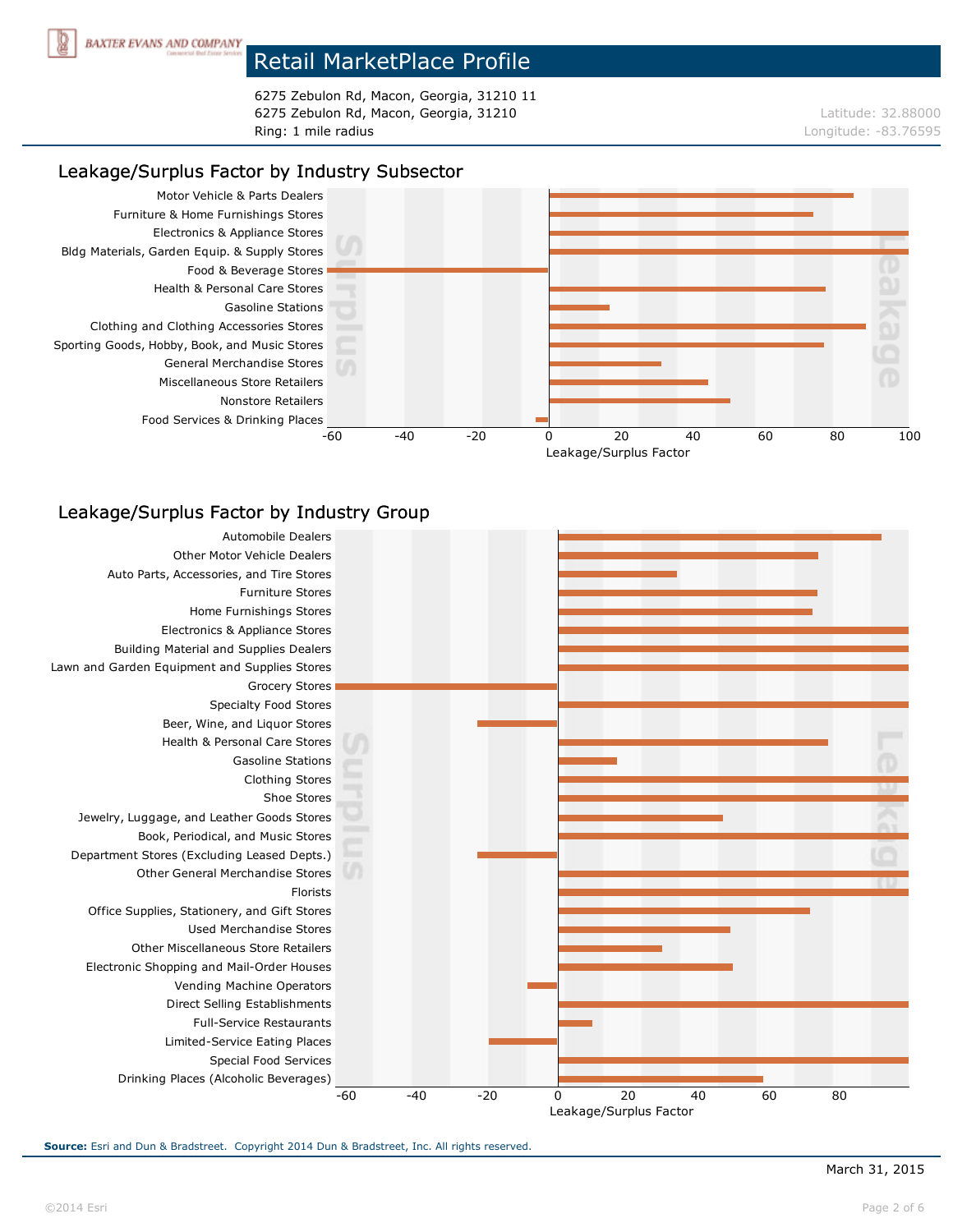# Retail MarketPlace Profile

6275 Zebulon Rd, Macon, Georgia, 31210 11
6275 Zebulon Rd, Macon, Georgia, 31210
Ring: 1 mile radius

Latitude: 32.88000
Longitude: -83.76595

## Leakage/Surplus Factor by Industry Subsector

Motor Vehicle & Parts Dealers
Furniture & Home Furnishings Stores
Electronics & Appliance Stores
Bldg Materials, Garden Equip. & Supply Stores
Food & Beverage Stores
Health & Personal Care Stores
Gasoline Stations
Clothing and Clothing Accessories Stores
Sporting Goods, Hobby, Book, and Music Stores
General Merchandise Stores
Miscellaneous Store Retailers
Nonstore Retailers
Food Services & Drinking Places

Surplus | Leakage

-60 -40 -20 0 20 40 60 80 100

Leakage/Surplus Factor

## Leakage/Surplus Factor by Industry Group

Automobile Dealers
Other Motor Vehicle Dealers
Auto Parts, Accessories, and Tire Stores
Furniture Stores
Home Furnishings Stores
Electronics & Appliance Stores
Building Material and Supplies Dealers
Lawn and Garden Equipment and Supplies Stores
Grocery Stores
Specialty Food Stores
Beer, Wine, and Liquor Stores
Health & Personal Care Stores
Gasoline Stations
Clothing Stores
Shoe Stores
Jewelry, Luggage, and Leather Goods Stores
Book, Periodical, and Music Stores
Department Stores (Excluding Leased Depts.)
Other General Merchandise Stores
Florists
Office Supplies, Stationery, and Gift Stores
Used Merchandise Stores
Other Miscellaneous Store Retailers
Electronic Shopping and Mail-Order Houses
Vending Machine Operators
Direct Selling Establishments
Full-Service Restaurants
Limited-Service Eating Places
Special Food Services
Drinking Places (Alcoholic Beverages)

Surplus | Leakage

-60 -40 -20 0 20 40 60 80

Leakage/Surplus Factor

**Source:** Esri and Dun & Bradstreet. Copyright 2014 Dun & Bradstreet, Inc. All rights reserved.

March 31, 2015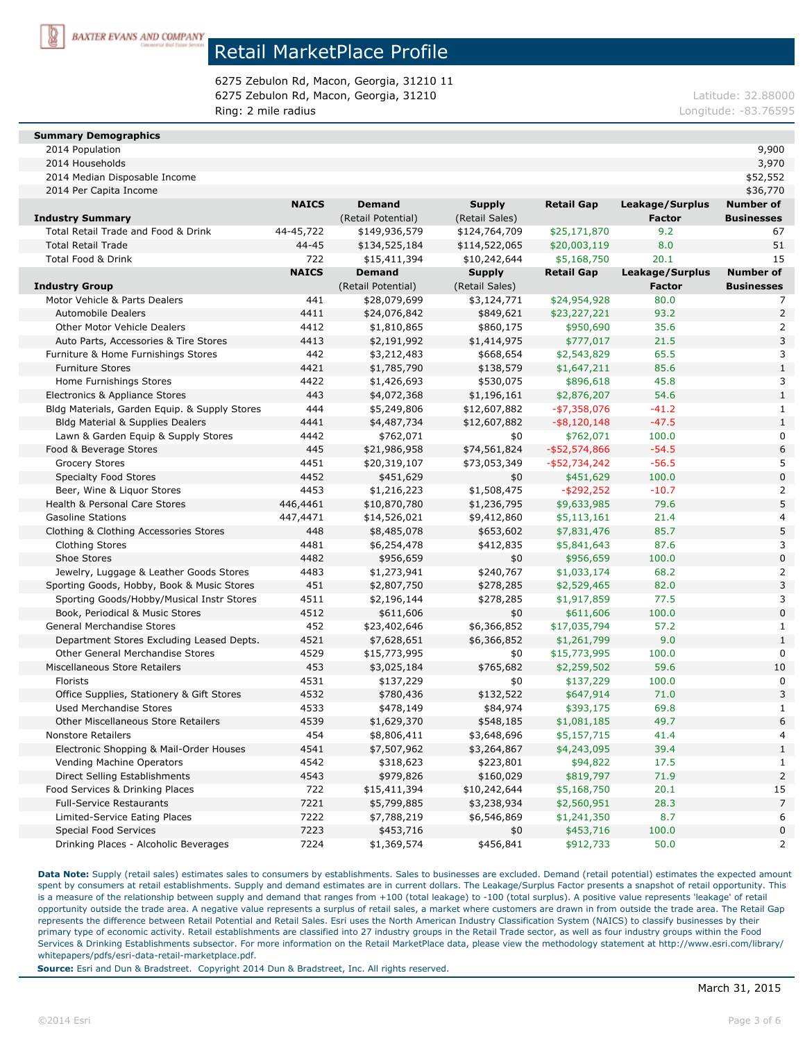BAXTER EVANS AND COMPANY

# Retail MarketPlace Profile

6275 Zebulon Rd, Macon, Georgia, 31210 11
6275 Zebulon Rd, Macon, Georgia, 31210
Ring: 2 mile radius

Latitude: 32.88000
Longitude: -83.76595

| Summary Demographics | |
|---|---|
| 2014 Population | 9,900 |
| 2014 Households | 3,970 |
| 2014 Median Disposable Income | $52,552 |
| 2014 Per Capita Income | $36,770 |

| Industry Summary | NAICS | Demand (Retail Potential) | Supply (Retail Sales) | Retail Gap | Leakage/Surplus Factor | Number of Businesses |
|---|---|---|---|---|---|---|
| Total Retail Trade and Food & Drink | 44-45,722 | $149,936,579 | $124,764,709 | $25,171,870 | 9.2 | 67 |
| Total Retail Trade | 44-45 | $134,525,184 | $114,522,065 | $20,003,119 | 8.0 | 51 |
| Total Food & Drink | 722 | $15,411,394 | $10,242,644 | $5,168,750 | 20.1 | 15 |

| Industry Group | NAICS | Demand (Retail Potential) | Supply (Retail Sales) | Retail Gap | Leakage/Surplus Factor | Number of Businesses |
|---|---|---|---|---|---|---|
| Motor Vehicle & Parts Dealers | 441 | $28,079,699 | $3,124,771 | $24,954,928 | 80.0 | 7 |
| Automobile Dealers | 4411 | $24,076,842 | $849,621 | $23,227,221 | 93.2 | 2 |
| Other Motor Vehicle Dealers | 4412 | $1,810,865 | $860,175 | $950,690 | 35.6 | 2 |
| Auto Parts, Accessories & Tire Stores | 4413 | $2,191,992 | $1,414,975 | $777,017 | 21.5 | 3 |
| Furniture & Home Furnishings Stores | 442 | $3,212,483 | $668,654 | $2,543,829 | 65.5 | 3 |
| Furniture Stores | 4421 | $1,785,790 | $138,579 | $1,647,211 | 85.6 | 1 |
| Home Furnishings Stores | 4422 | $1,426,693 | $530,075 | $896,618 | 45.8 | 3 |
| Electronics & Appliance Stores | 443 | $4,072,368 | $1,196,161 | $2,876,207 | 54.6 | 1 |
| Bldg Materials, Garden Equip. & Supply Stores | 444 | $5,249,806 | $12,607,882 | -$7,358,076 | -41.2 | 1 |
| Bldg Material & Supplies Dealers | 4441 | $4,487,734 | $12,607,882 | -$8,120,148 | -47.5 | 1 |
| Lawn & Garden Equip & Supply Stores | 4442 | $762,071 | $0 | $762,071 | 100.0 | 0 |
| Food & Beverage Stores | 445 | $21,986,958 | $74,561,824 | -$52,574,866 | -54.5 | 6 |
| Grocery Stores | 4451 | $20,319,107 | $73,053,349 | -$52,734,242 | -56.5 | 5 |
| Specialty Food Stores | 4452 | $451,629 | $0 | $451,629 | 100.0 | 0 |
| Beer, Wine & Liquor Stores | 4453 | $1,216,223 | $1,508,475 | -$292,252 | -10.7 | 2 |
| Health & Personal Care Stores | 446,4461 | $10,870,780 | $1,236,795 | $9,633,985 | 79.6 | 5 |
| Gasoline Stations | 447,4471 | $14,526,021 | $9,412,860 | $5,113,161 | 21.4 | 4 |
| Clothing & Clothing Accessories Stores | 448 | $8,485,078 | $653,602 | $7,831,476 | 85.7 | 5 |
| Clothing Stores | 4481 | $6,254,478 | $412,835 | $5,841,643 | 87.6 | 3 |
| Shoe Stores | 4482 | $956,659 | $0 | $956,659 | 100.0 | 0 |
| Jewelry, Luggage & Leather Goods Stores | 4483 | $1,273,941 | $240,767 | $1,033,174 | 68.2 | 2 |
| Sporting Goods, Hobby, Book & Music Stores | 451 | $2,807,750 | $278,285 | $2,529,465 | 82.0 | 3 |
| Sporting Goods/Hobby/Musical Instr Stores | 4511 | $2,196,144 | $278,285 | $1,917,859 | 77.5 | 3 |
| Book, Periodical & Music Stores | 4512 | $611,606 | $0 | $611,606 | 100.0 | 0 |
| General Merchandise Stores | 452 | $23,402,646 | $6,366,852 | $17,035,794 | 57.2 | 1 |
| Department Stores Excluding Leased Depts. | 4521 | $7,628,651 | $6,366,852 | $1,261,799 | 9.0 | 1 |
| Other General Merchandise Stores | 4529 | $15,773,995 | $0 | $15,773,995 | 100.0 | 0 |
| Miscellaneous Store Retailers | 453 | $3,025,184 | $765,682 | $2,259,502 | 59.6 | 10 |
| Florists | 4531 | $137,229 | $0 | $137,229 | 100.0 | 0 |
| Office Supplies, Stationery & Gift Stores | 4532 | $780,436 | $132,522 | $647,914 | 71.0 | 3 |
| Used Merchandise Stores | 4533 | $478,149 | $84,974 | $393,175 | 69.8 | 1 |
| Other Miscellaneous Store Retailers | 4539 | $1,629,370 | $548,185 | $1,081,185 | 49.7 | 6 |
| Nonstore Retailers | 454 | $8,806,411 | $3,648,696 | $5,157,715 | 41.4 | 4 |
| Electronic Shopping & Mail-Order Houses | 4541 | $7,507,962 | $3,264,867 | $4,243,095 | 39.4 | 1 |
| Vending Machine Operators | 4542 | $318,623 | $223,801 | $94,822 | 17.5 | 1 |
| Direct Selling Establishments | 4543 | $979,826 | $160,029 | $819,797 | 71.9 | 2 |
| Food Services & Drinking Places | 722 | $15,411,394 | $10,242,644 | $5,168,750 | 20.1 | 15 |
| Full-Service Restaurants | 7221 | $5,799,885 | $3,238,934 | $2,560,951 | 28.3 | 7 |
| Limited-Service Eating Places | 7222 | $7,788,219 | $6,546,869 | $1,241,350 | 8.7 | 6 |
| Special Food Services | 7223 | $453,716 | $0 | $453,716 | 100.0 | 0 |
| Drinking Places - Alcoholic Beverages | 7224 | $1,369,574 | $456,841 | $912,733 | 50.0 | 2 |

**Data Note:** Supply (retail sales) estimates sales to consumers by establishments. Sales to businesses are excluded. Demand (retail potential) estimates the expected amount spent by consumers at retail establishments. Supply and demand estimates are in current dollars. The Leakage/Surplus Factor presents a snapshot of retail opportunity. This is a measure of the relationship between supply and demand that ranges from +100 (total leakage) to -100 (total surplus). A positive value represents 'leakage' of retail opportunity outside the trade area. A negative value represents a surplus of retail sales, a market where customers are drawn in from outside the trade area. The Retail Gap represents the difference between Retail Potential and Retail Sales. Esri uses the North American Industry Classification System (NAICS) to classify businesses by their primary type of economic activity. Retail establishments are classified into 27 industry groups in the Retail Trade sector, as well as four industry groups within the Food Services & Drinking Establishments subsector. For more information on the Retail MarketPlace data, please view the methodology statement at http://www.esri.com/library/whitepapers/pdfs/esri-data-retail-marketplace.pdf.

**Source:** Esri and Dun & Bradstreet. Copyright 2014 Dun & Bradstreet, Inc. All rights reserved.

March 31, 2015

©2014 Esri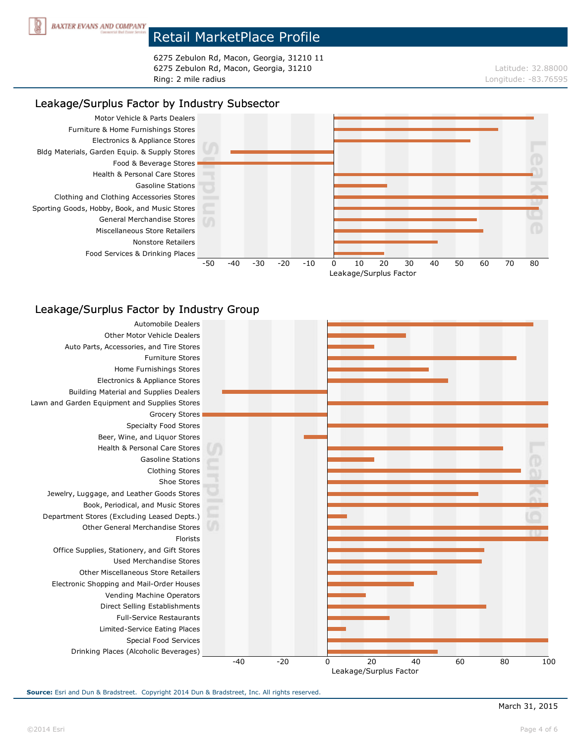# Retail MarketPlace Profile

6275 Zebulon Rd, Macon, Georgia, 31210 11
6275 Zebulon Rd, Macon, Georgia, 31210
Ring: 2 mile radius

Latitude: 32.88000
Longitude: -83.76595

## Leakage/Surplus Factor by Industry Subsector

Motor Vehicle & Parts Dealers
Furniture & Home Furnishings Stores
Electronics & Appliance Stores
Bldg Materials, Garden Equip. & Supply Stores
Food & Beverage Stores
Health & Personal Care Stores
Gasoline Stations
Clothing and Clothing Accessories Stores
Sporting Goods, Hobby, Book, and Music Stores
General Merchandise Stores
Miscellaneous Store Retailers
Nonstore Retailers
Food Services & Drinking Places

Surplus | Leakage

-50 -40 -30 -20 -10 0 10 20 30 40 50 60 70 80

Leakage/Surplus Factor

## Leakage/Surplus Factor by Industry Group

Automobile Dealers
Other Motor Vehicle Dealers
Auto Parts, Accessories, and Tire Stores
Furniture Stores
Home Furnishings Stores
Electronics & Appliance Stores
Building Material and Supplies Dealers
Lawn and Garden Equipment and Supplies Stores
Grocery Stores
Specialty Food Stores
Beer, Wine, and Liquor Stores
Health & Personal Care Stores
Gasoline Stations
Clothing Stores
Shoe Stores
Jewelry, Luggage, and Leather Goods Stores
Book, Periodical, and Music Stores
Department Stores (Excluding Leased Depts.)
Other General Merchandise Stores
Florists
Office Supplies, Stationery, and Gift Stores
Used Merchandise Stores
Other Miscellaneous Store Retailers
Electronic Shopping and Mail-Order Houses
Vending Machine Operators
Direct Selling Establishments
Full-Service Restaurants
Limited-Service Eating Places
Special Food Services
Drinking Places (Alcoholic Beverages)

Surplus | Leakage

-40 -20 0 20 40 60 80 100

Leakage/Surplus Factor

**Source:** Esri and Dun & Bradstreet. Copyright 2014 Dun & Bradstreet, Inc. All rights reserved.

March 31, 2015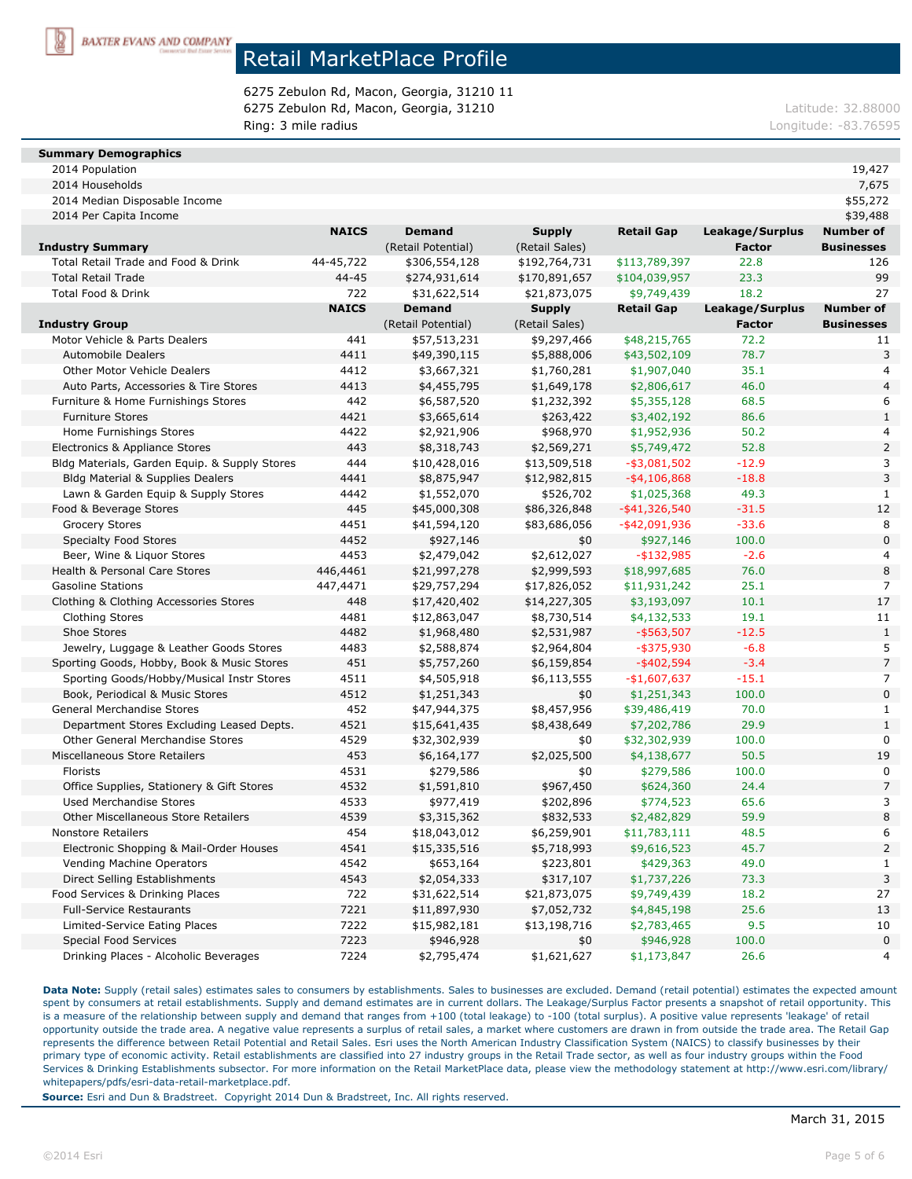BAXTER EVANS AND COMPANY

# Retail MarketPlace Profile

6275 Zebulon Rd, Macon, Georgia, 31210 11
6275 Zebulon Rd, Macon, Georgia, 31210
Ring: 3 mile radius

Latitude: 32.88000
Longitude: -83.76595

| Summary Demographics | |
|---|---|
| 2014 Population | 19,427 |
| 2014 Households | 7,675 |
| 2014 Median Disposable Income | $55,272 |
| 2014 Per Capita Income | $39,488 |

| Industry Summary | NAICS | Demand (Retail Potential) | Supply (Retail Sales) | Retail Gap | Leakage/Surplus Factor | Number of Businesses |
|---|---|---|---|---|---|---|
| Total Retail Trade and Food & Drink | 44-45,722 | $306,554,128 | $192,764,731 | $113,789,397 | 22.8 | 126 |
| Total Retail Trade | 44-45 | $274,931,614 | $170,891,657 | $104,039,957 | 23.3 | 99 |
| Total Food & Drink | 722 | $31,622,514 | $21,873,075 | $9,749,439 | 18.2 | 27 |

| Industry Group | NAICS | Demand (Retail Potential) | Supply (Retail Sales) | Retail Gap | Leakage/Surplus Factor | Number of Businesses |
|---|---|---|---|---|---|---|
| Motor Vehicle & Parts Dealers | 441 | $57,513,231 | $9,297,466 | $48,215,765 | 72.2 | 11 |
| Automobile Dealers | 4411 | $49,390,115 | $5,888,006 | $43,502,109 | 78.7 | 3 |
| Other Motor Vehicle Dealers | 4412 | $3,667,321 | $1,760,281 | $1,907,040 | 35.1 | 4 |
| Auto Parts, Accessories & Tire Stores | 4413 | $4,455,795 | $1,649,178 | $2,806,617 | 46.0 | 4 |
| Furniture & Home Furnishings Stores | 442 | $6,587,520 | $1,232,392 | $5,355,128 | 68.5 | 6 |
| Furniture Stores | 4421 | $3,665,614 | $263,422 | $3,402,192 | 86.6 | 1 |
| Home Furnishings Stores | 4422 | $2,921,906 | $968,970 | $1,952,936 | 50.2 | 4 |
| Electronics & Appliance Stores | 443 | $8,318,743 | $2,569,271 | $5,749,472 | 52.8 | 2 |
| Bldg Materials, Garden Equip. & Supply Stores | 444 | $10,428,016 | $13,509,518 | -$3,081,502 | -12.9 | 3 |
| Bldg Material & Supplies Dealers | 4441 | $8,875,947 | $12,982,815 | -$4,106,868 | -18.8 | 3 |
| Lawn & Garden Equip & Supply Stores | 4442 | $1,552,070 | $526,702 | $1,025,368 | 49.3 | 1 |
| Food & Beverage Stores | 445 | $45,000,308 | $86,326,848 | -$41,326,540 | -31.5 | 12 |
| Grocery Stores | 4451 | $41,594,120 | $83,686,056 | -$42,091,936 | -33.6 | 8 |
| Specialty Food Stores | 4452 | $927,146 | $0 | $927,146 | 100.0 | 0 |
| Beer, Wine & Liquor Stores | 4453 | $2,479,042 | $2,612,027 | -$132,985 | -2.6 | 4 |
| Health & Personal Care Stores | 446,4461 | $21,997,278 | $2,999,593 | $18,997,685 | 76.0 | 8 |
| Gasoline Stations | 447,4471 | $29,757,294 | $17,826,052 | $11,931,242 | 25.1 | 7 |
| Clothing & Clothing Accessories Stores | 448 | $17,420,402 | $14,227,305 | $3,193,097 | 10.1 | 17 |
| Clothing Stores | 4481 | $12,863,047 | $8,730,514 | $4,132,533 | 19.1 | 11 |
| Shoe Stores | 4482 | $1,968,480 | $2,531,987 | -$563,507 | -12.5 | 1 |
| Jewelry, Luggage & Leather Goods Stores | 4483 | $2,588,874 | $2,964,804 | -$375,930 | -6.8 | 5 |
| Sporting Goods, Hobby, Book & Music Stores | 451 | $5,757,260 | $6,159,854 | -$402,594 | -3.4 | 7 |
| Sporting Goods/Hobby/Musical Instr Stores | 4511 | $4,505,918 | $6,113,555 | -$1,607,637 | -15.1 | 7 |
| Book, Periodical & Music Stores | 4512 | $1,251,343 | $0 | $1,251,343 | 100.0 | 0 |
| General Merchandise Stores | 452 | $47,944,375 | $8,457,956 | $39,486,419 | 70.0 | 1 |
| Department Stores Excluding Leased Depts. | 4521 | $15,641,435 | $8,438,649 | $7,202,786 | 29.9 | 1 |
| Other General Merchandise Stores | 4529 | $32,302,939 | $0 | $32,302,939 | 100.0 | 0 |
| Miscellaneous Store Retailers | 453 | $6,164,177 | $2,025,500 | $4,138,677 | 50.5 | 19 |
| Florists | 4531 | $279,586 | $0 | $279,586 | 100.0 | 0 |
| Office Supplies, Stationery & Gift Stores | 4532 | $1,591,810 | $967,450 | $624,360 | 24.4 | 7 |
| Used Merchandise Stores | 4533 | $977,419 | $202,896 | $774,523 | 65.6 | 3 |
| Other Miscellaneous Store Retailers | 4539 | $3,315,362 | $832,533 | $2,482,829 | 59.9 | 8 |
| Nonstore Retailers | 454 | $18,043,012 | $6,259,901 | $11,783,111 | 48.5 | 6 |
| Electronic Shopping & Mail-Order Houses | 4541 | $15,335,516 | $5,718,993 | $9,616,523 | 45.7 | 2 |
| Vending Machine Operators | 4542 | $653,164 | $223,801 | $429,363 | 49.0 | 1 |
| Direct Selling Establishments | 4543 | $2,054,333 | $317,107 | $1,737,226 | 73.3 | 3 |
| Food Services & Drinking Places | 722 | $31,622,514 | $21,873,075 | $9,749,439 | 18.2 | 27 |
| Full-Service Restaurants | 7221 | $11,897,930 | $7,052,732 | $4,845,198 | 25.6 | 13 |
| Limited-Service Eating Places | 7222 | $15,982,181 | $13,198,716 | $2,783,465 | 9.5 | 10 |
| Special Food Services | 7223 | $946,928 | $0 | $946,928 | 100.0 | 0 |
| Drinking Places - Alcoholic Beverages | 7224 | $2,795,474 | $1,621,627 | $1,173,847 | 26.6 | 4 |

**Data Note:** Supply (retail sales) estimates sales to consumers by establishments. Sales to businesses are excluded. Demand (retail potential) estimates the expected amount spent by consumers at retail establishments. Supply and demand estimates are in current dollars. The Leakage/Surplus Factor presents a snapshot of retail opportunity. This is a measure of the relationship between supply and demand that ranges from +100 (total leakage) to -100 (total surplus). A positive value represents 'leakage' of retail opportunity outside the trade area. A negative value represents a surplus of retail sales, a market where customers are drawn in from outside the trade area. The Retail Gap represents the difference between Retail Potential and Retail Sales. Esri uses the North American Industry Classification System (NAICS) to classify businesses by their primary type of economic activity. Retail establishments are classified into 27 industry groups in the Retail Trade sector, as well as four industry groups within the Food Services & Drinking Establishments subsector. For more information on the Retail MarketPlace data, please view the methodology statement at http://www.esri.com/library/whitepapers/pdfs/esri-data-retail-marketplace.pdf.

**Source:** Esri and Dun & Bradstreet. Copyright 2014 Dun & Bradstreet, Inc. All rights reserved.

March 31, 2015

©2014 Esri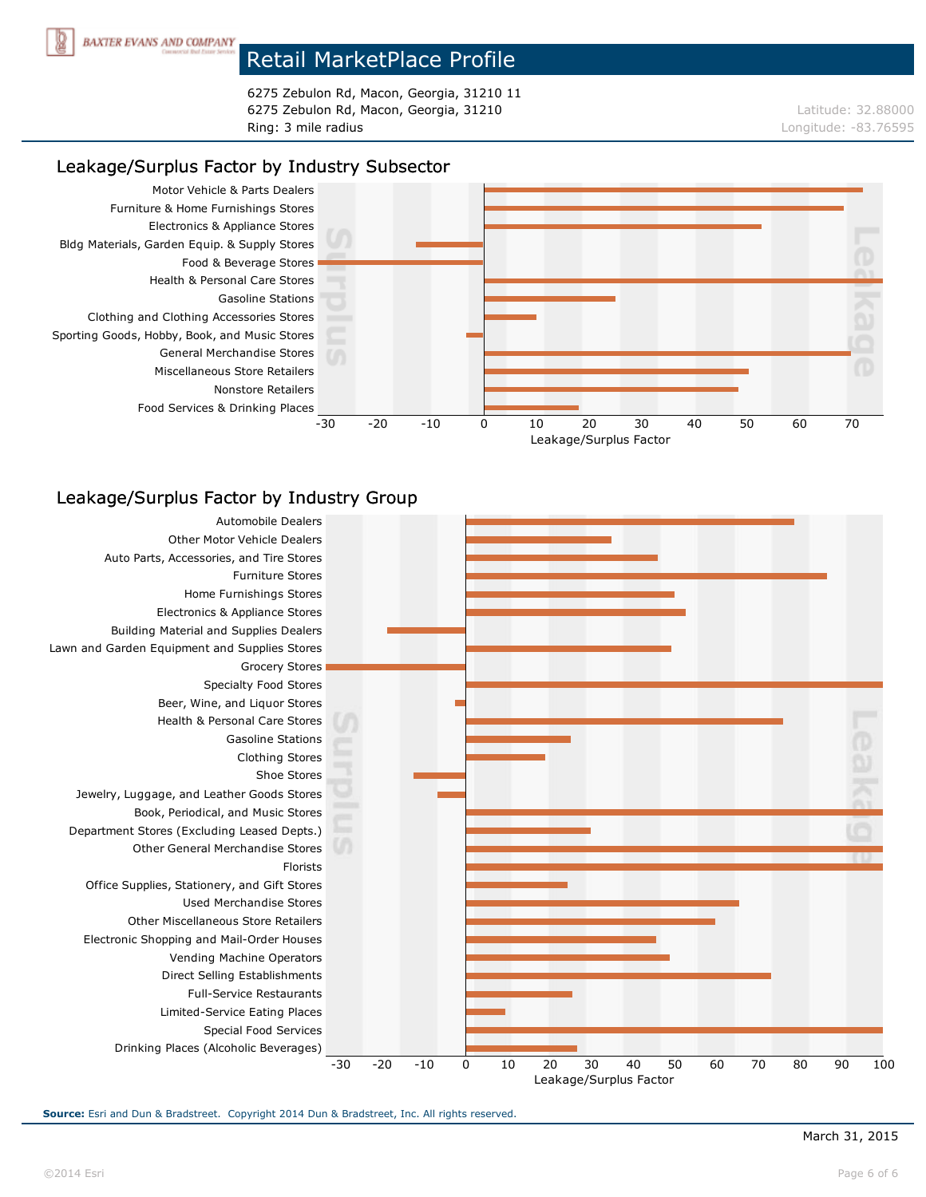# Retail MarketPlace Profile

6275 Zebulon Rd, Macon, Georgia, 31210 11
6275 Zebulon Rd, Macon, Georgia, 31210
Ring: 3 mile radius

Latitude: 32.88000
Longitude: -83.76595

## Leakage/Surplus Factor by Industry Subsector

Motor Vehicle & Parts Dealers
Furniture & Home Furnishings Stores
Electronics & Appliance Stores
Bldg Materials, Garden Equip. & Supply Stores
Food & Beverage Stores
Health & Personal Care Stores
Gasoline Stations
Clothing and Clothing Accessories Stores
Sporting Goods, Hobby, Book, and Music Stores
General Merchandise Stores
Miscellaneous Store Retailers
Nonstore Retailers
Food Services & Drinking Places

Surplus
Leakage

-30 -20 -10 0 10 20 30 40 50 60 70

Leakage/Surplus Factor

## Leakage/Surplus Factor by Industry Group

Automobile Dealers
Other Motor Vehicle Dealers
Auto Parts, Accessories, and Tire Stores
Furniture Stores
Home Furnishings Stores
Electronics & Appliance Stores
Building Material and Supplies Dealers
Lawn and Garden Equipment and Supplies Stores
Grocery Stores
Specialty Food Stores
Beer, Wine, and Liquor Stores
Health & Personal Care Stores
Gasoline Stations
Clothing Stores
Shoe Stores
Jewelry, Luggage, and Leather Goods Stores
Book, Periodical, and Music Stores
Department Stores (Excluding Leased Depts.)
Other General Merchandise Stores
Florists
Office Supplies, Stationery, and Gift Stores
Used Merchandise Stores
Other Miscellaneous Store Retailers
Electronic Shopping and Mail-Order Houses
Vending Machine Operators
Direct Selling Establishments
Full-Service Restaurants
Limited-Service Eating Places
Special Food Services
Drinking Places (Alcoholic Beverages)

Surplus
Leakage

-30 -20 -10 0 10 20 30 40 50 60 70 80 90 100

Leakage/Surplus Factor

**Source:** Esri and Dun & Bradstreet. Copyright 2014 Dun & Bradstreet, Inc. All rights reserved.

March 31, 2015

©2014 Esri